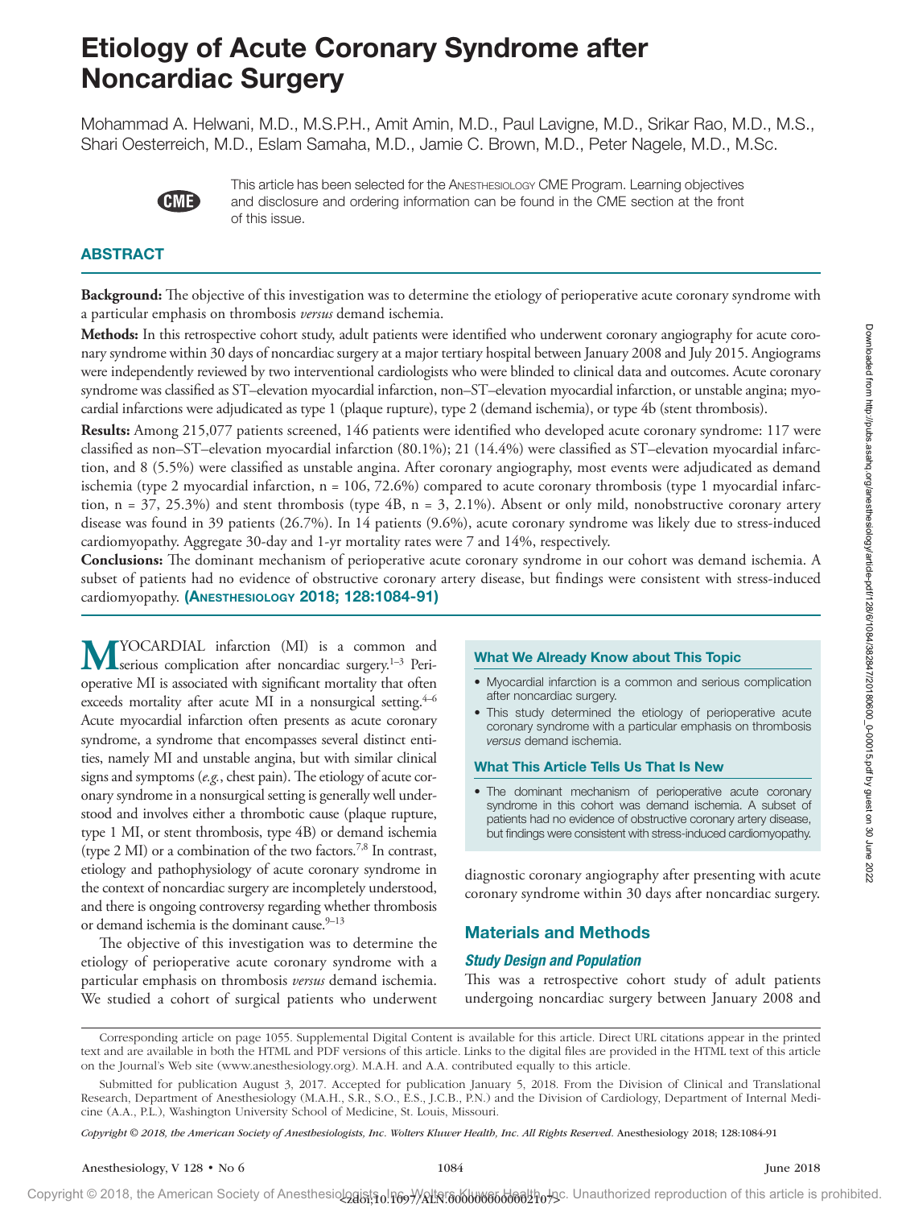# Etiology of Acute Coronary Syndrome after Noncardiac Surgery

Mohammad A. Helwani, M.D., M.S.P.H., Amit Amin, M.D., Paul Lavigne, M.D., Srikar Rao, M.D., M.S., Shari Oesterreich, M.D., Eslam Samaha, M.D., Jamie C. Brown, M.D., Peter Nagele, M.D., M.Sc.

This article has been selected for the Anesthesiology CME Program. Learning objectives and disclosure and ordering information can be found in the CME section at the front of this issue.

## ABSTRACT

**Background:** The objective of this investigation was to determine the etiology of perioperative acute coronary syndrome with a particular emphasis on thrombosis *versus* demand ischemia.

**Methods:** In this retrospective cohort study, adult patients were identified who underwent coronary angiography for acute coronary syndrome within 30 days of noncardiac surgery at a major tertiary hospital between January 2008 and July 2015. Angiograms were independently reviewed by two interventional cardiologists who were blinded to clinical data and outcomes. Acute coronary syndrome was classified as ST–elevation myocardial infarction, non–ST–elevation myocardial infarction, or unstable angina; myocardial infarctions were adjudicated as type 1 (plaque rupture), type 2 (demand ischemia), or type 4b (stent thrombosis).

**Results:** Among 215,077 patients screened, 146 patients were identified who developed acute coronary syndrome: 117 were classified as non–ST–elevation myocardial infarction (80.1%); 21 (14.4%) were classified as ST–elevation myocardial infarction, and 8 (5.5%) were classified as unstable angina. After coronary angiography, most events were adjudicated as demand ischemia (type 2 myocardial infarction, n = 106, 72.6%) compared to acute coronary thrombosis (type 1 myocardial infarction, n = 37, 25.3%) and stent thrombosis (type 4B, n = 3, 2.1%). Absent or only mild, nonobstructive coronary artery disease was found in 39 patients (26.7%). In 14 patients (9.6%), acute coronary syndrome was likely due to stress-induced cardiomyopathy. Aggregate 30-day and 1-yr mortality rates were 7 and 14%, respectively.

**Conclusions:** The dominant mechanism of perioperative acute coronary syndrome in our cohort was demand ischemia. A subset of patients had no evidence of obstructive coronary artery disease, but findings were consistent with stress-induced cardiomyopathy. **(Anesthesiology 2018; 128:1084-91)**

### What We Already Know about This Topic

- Myocardial infarction is a common and serious complication after noncardiac surgery.
- This study determined the etiology of perioperative acute coronary syndrome with a particular emphasis on thrombosis *versus* demand ischemia.

### What This Article Tells Us That Is New

- The dominant mechanism of perioperative acute coronary syndrome in this cohort was demand ischemia. A subset of patients had no evidence of obstructive coronary artery disease, but findings were consistent with stress-induced cardiomyopathy.

Myocardial infarction (MI) is a common and serious complication after noncardiac surgery.[1–3] Perioperative MI is associated with significant mortality that often exceeds mortality after acute MI in a nonsurgical setting.[4–6] Acute myocardial infarction often presents as acute coronary syndrome, a syndrome that encompasses several distinct entities, namely MI and unstable angina, but with similar clinical signs and symptoms (*e.g.*, chest pain). The etiology of acute coronary syndrome in a nonsurgical setting is generally well understood and involves either a thrombotic cause (plaque rupture, type 1 MI, or stent thrombosis, type 4B) or demand ischemia (type 2 MI) or a combination of the two factors.[7,8] In contrast, etiology and pathophysiology of acute coronary syndrome in the context of noncardiac surgery are incompletely understood, and there is ongoing controversy regarding whether thrombosis or demand ischemia is the dominant cause.[9–13]

The objective of this investigation was to determine the etiology of perioperative acute coronary syndrome with a particular emphasis on thrombosis *versus* demand ischemia. We studied a cohort of surgical patients who underwent diagnostic coronary angiography after presenting with acute coronary syndrome within 30 days after noncardiac surgery.

## Materials and Methods

### Study Design and Population

This was a retrospective cohort study of adult patients undergoing noncardiac surgery between January 2008 and

Corresponding article on page 1055. Supplemental Digital Content is available for this article. Direct URL citations appear in the printed text and are available in both the HTML and PDF versions of this article. Links to the digital files are provided in the HTML text of this article on the Journal's Web site (www.anesthesiology.org). M.A.H. and A.A. contributed equally to this article.

Submitted for publication August 3, 2017. Accepted for publication January 5, 2018. From the Division of Clinical and Translational Research, Department of Anesthesiology (M.A.H., S.R., S.O., E.S., J.C.B., P.N.) and the Division of Cardiology, Department of Internal Medicine (A.A., P.L.), Washington University School of Medicine, St. Louis, Missouri.

*Copyright © 2018, the American Society of Anesthesiologists, Inc. Wolters Kluwer Health, Inc. All Rights Reserved.* Anesthesiology 2018; 128:1084-91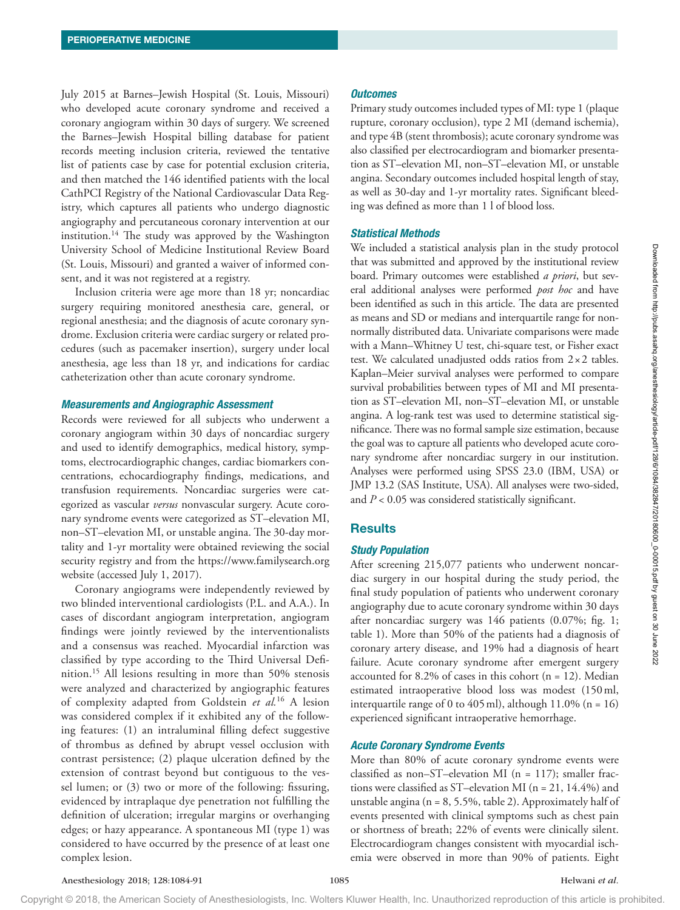July 2015 at Barnes–Jewish Hospital (St. Louis, Missouri) who developed acute coronary syndrome and received a coronary angiogram within 30 days of surgery. We screened the Barnes–Jewish Hospital billing database for patient records meeting inclusion criteria, reviewed the tentative list of patients case by case for potential exclusion criteria, and then matched the 146 identified patients with the local CathPCI Registry of the National Cardiovascular Data Registry, which captures all patients who undergo diagnostic angiography and percutaneous coronary intervention at our institution.[14] The study was approved by the Washington University School of Medicine Institutional Review Board (St. Louis, Missouri) and granted a waiver of informed consent, and it was not registered at a registry.

Inclusion criteria were age more than 18 yr; noncardiac surgery requiring monitored anesthesia care, general, or regional anesthesia; and the diagnosis of acute coronary syndrome. Exclusion criteria were cardiac surgery or related procedures (such as pacemaker insertion), surgery under local anesthesia, age less than 18 yr, and indications for cardiac catheterization other than acute coronary syndrome.

### Measurements and Angiographic Assessment

Records were reviewed for all subjects who underwent a coronary angiogram within 30 days of noncardiac surgery and used to identify demographics, medical history, symptoms, electrocardiographic changes, cardiac biomarkers concentrations, echocardiography findings, medications, and transfusion requirements. Noncardiac surgeries were categorized as vascular *versus* nonvascular surgery. Acute coronary syndrome events were categorized as ST–elevation MI, non–ST–elevation MI, or unstable angina. The 30-day mortality and 1-yr mortality were obtained reviewing the social security registry and from the https://www.familysearch.org website (accessed July 1, 2017).

Coronary angiograms were independently reviewed by two blinded interventional cardiologists (P.L. and A.A.). In cases of discordant angiogram interpretation, angiogram findings were jointly reviewed by the interventionalists and a consensus was reached. Myocardial infarction was classified by type according to the Third Universal Definition.[15] All lesions resulting in more than 50% stenosis were analyzed and characterized by angiographic features of complexity adapted from Goldstein *et al.*[16] A lesion was considered complex if it exhibited any of the following features: (1) an intraluminal filling defect suggestive of thrombus as defined by abrupt vessel occlusion with contrast persistence; (2) plaque ulceration defined by the extension of contrast beyond but contiguous to the vessel lumen; or (3) two or more of the following: fissuring, evidenced by intraplaque dye penetration not fulfilling the definition of ulceration; irregular margins or overhanging edges; or hazy appearance. A spontaneous MI (type 1) was considered to have occurred by the presence of at least one complex lesion.

### Outcomes

Primary study outcomes included types of MI: type 1 (plaque rupture, coronary occlusion), type 2 MI (demand ischemia), and type 4B (stent thrombosis); acute coronary syndrome was also classified per electrocardiogram and biomarker presentation as ST–elevation MI, non–ST–elevation MI, or unstable angina. Secondary outcomes included hospital length of stay, as well as 30-day and 1-yr mortality rates. Significant bleeding was defined as more than 1 l of blood loss.

### Statistical Methods

We included a statistical analysis plan in the study protocol that was submitted and approved by the institutional review board. Primary outcomes were established *a priori*, but several additional analyses were performed *post hoc* and have been identified as such in this article. The data are presented as means and SD or medians and interquartile range for nonnormally distributed data. Univariate comparisons were made with a Mann–Whitney U test, chi-square test, or Fisher exact test. We calculated unadjusted odds ratios from 2 × 2 tables. Kaplan–Meier survival analyses were performed to compare survival probabilities between types of MI and MI presentation as ST–elevation MI, non–ST–elevation MI, or unstable angina. A log-rank test was used to determine statistical significance. There was no formal sample size estimation, because the goal was to capture all patients who developed acute coronary syndrome after noncardiac surgery in our institution. Analyses were performed using SPSS 23.0 (IBM, USA) or JMP 13.2 (SAS Institute, USA). All analyses were two-sided, and $P < 0.05$ was considered statistically significant.

## Results

### Study Population

After screening 215,077 patients who underwent noncardiac surgery in our hospital during the study period, the final study population of patients who underwent coronary angiography due to acute coronary syndrome within 30 days after noncardiac surgery was 146 patients (0.07%; fig. 1; table 1). More than 50% of the patients had a diagnosis of coronary artery disease, and 19% had a diagnosis of heart failure. Acute coronary syndrome after emergent surgery accounted for 8.2% of cases in this cohort (n = 12). Median estimated intraoperative blood loss was modest (150 ml, interquartile range of 0 to 405 ml), although 11.0% (n = 16) experienced significant intraoperative hemorrhage.

### Acute Coronary Syndrome Events

More than 80% of acute coronary syndrome events were classified as non–ST–elevation MI (n = 117); smaller fractions were classified as ST–elevation MI (n = 21, 14.4%) and unstable angina (n = 8, 5.5%, table 2). Approximately half of events presented with clinical symptoms such as chest pain or shortness of breath; 22% of events were clinically silent. Electrocardiogram changes consistent with myocardial ischemia were observed in more than 90% of patients. Eight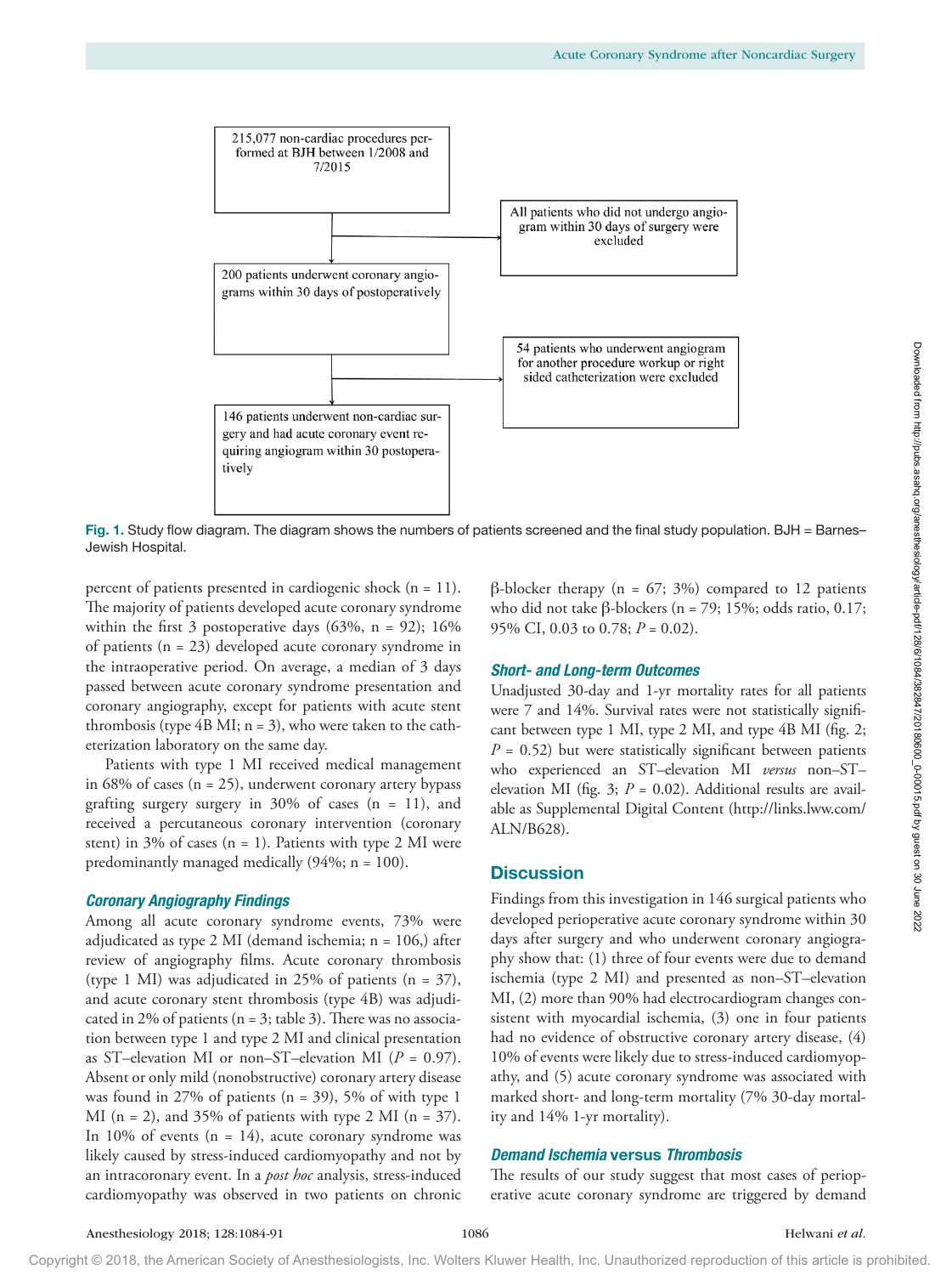215,077 non-cardiac procedures performed at BJH between 1/2008 and 7/2015

All patients who did not undergo angiogram within 30 days of surgery were excluded

200 patients underwent coronary angiograms within 30 days of postoperatively

54 patients who underwent angiogram for another procedure workup or right sided catheterization were excluded

146 patients underwent non-cardiac surgery and had acute coronary event requiring angiogram within 30 postoperatively

**Fig. 1.** Study flow diagram. The diagram shows the numbers of patients screened and the final study population. BJH = Barnes–Jewish Hospital.

percent of patients presented in cardiogenic shock (n = 11). The majority of patients developed acute coronary syndrome within the first 3 postoperative days (63%, n = 92); 16% of patients (n = 23) developed acute coronary syndrome in the intraoperative period. On average, a median of 3 days passed between acute coronary syndrome presentation and coronary angiography, except for patients with acute stent thrombosis (type 4B MI; n = 3), who were taken to the catheterization laboratory on the same day.

Patients with type 1 MI received medical management in 68% of cases (n = 25), underwent coronary artery bypass grafting surgery surgery in 30% of cases (n = 11), and received a percutaneous coronary intervention (coronary stent) in 3% of cases (n = 1). Patients with type 2 MI were predominantly managed medically (94%; n = 100).

### Coronary Angiography Findings

Among all acute coronary syndrome events, 73% were adjudicated as type 2 MI (demand ischemia; n = 106,) after review of angiography films. Acute coronary thrombosis (type 1 MI) was adjudicated in 25% of patients (n = 37), and acute coronary stent thrombosis (type 4B) was adjudicated in 2% of patients (n = 3; table 3). There was no association between type 1 and type 2 MI and clinical presentation as ST–elevation MI or non–ST–elevation MI ($P$ = 0.97). Absent or only mild (nonobstructive) coronary artery disease was found in 27% of patients (n = 39), 5% of with type 1 MI (n = 2), and 35% of patients with type 2 MI (n = 37). In 10% of events (n = 14), acute coronary syndrome was likely caused by stress-induced cardiomyopathy and not by an intracoronary event. In a *post hoc* analysis, stress-induced cardiomyopathy was observed in two patients on chronic β-blocker therapy (n = 67; 3%) compared to 12 patients who did not take β-blockers (n = 79; 15%; odds ratio, 0.17; 95% CI, 0.03 to 0.78; $P$ = 0.02).

### Short- and Long-term Outcomes

Unadjusted 30-day and 1-yr mortality rates for all patients were 7 and 14%. Survival rates were not statistically significant between type 1 MI, type 2 MI, and type 4B MI (fig. 2; $P$ = 0.52) but were statistically significant between patients who experienced an ST–elevation MI *versus* non–ST–elevation MI (fig. 3; $P$ = 0.02). Additional results are available as Supplemental Digital Content (http://links.lww.com/ALN/B628).

## Discussion

Findings from this investigation in 146 surgical patients who developed perioperative acute coronary syndrome within 30 days after surgery and who underwent coronary angiography show that: (1) three of four events were due to demand ischemia (type 2 MI) and presented as non–ST–elevation MI, (2) more than 90% had electrocardiogram changes consistent with myocardial ischemia, (3) one in four patients had no evidence of obstructive coronary artery disease, (4) 10% of events were likely due to stress-induced cardiomyopathy, and (5) acute coronary syndrome was associated with marked short- and long-term mortality (7% 30-day mortality and 14% 1-yr mortality).

### Demand Ischemia versus Thrombosis

The results of our study suggest that most cases of perioperative acute coronary syndrome are triggered by demand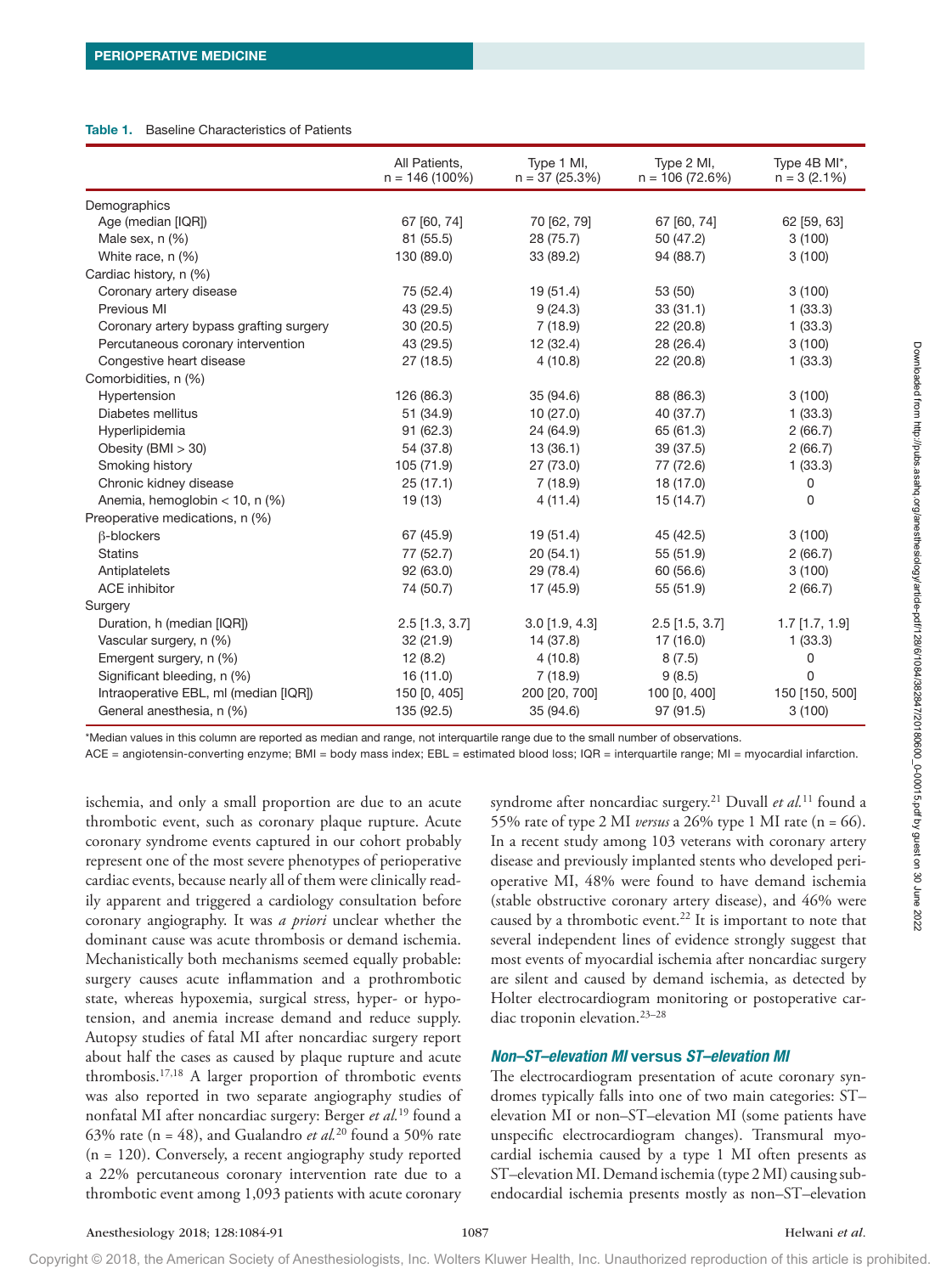**Table 1.** Baseline Characteristics of Patients

| | All Patients, n = 146 (100%) | Type 1 MI, n = 37 (25.3%) | Type 2 MI, n = 106 (72.6%) | Type 4B MI*, n = 3 (2.1%) |
|---|---|---|---|---|
| Demographics | | | | |
| Age (median [IQR]) | 67 [60, 74] | 70 [62, 79] | 67 [60, 74] | 62 [59, 63] |
| Male sex, n (%) | 81 (55.5) | 28 (75.7) | 50 (47.2) | 3 (100) |
| White race, n (%) | 130 (89.0) | 33 (89.2) | 94 (88.7) | 3 (100) |
| Cardiac history, n (%) | | | | |
| Coronary artery disease | 75 (52.4) | 19 (51.4) | 53 (50) | 3 (100) |
| Previous MI | 43 (29.5) | 9 (24.3) | 33 (31.1) | 1 (33.3) |
| Coronary artery bypass grafting surgery | 30 (20.5) | 7 (18.9) | 22 (20.8) | 1 (33.3) |
| Percutaneous coronary intervention | 43 (29.5) | 12 (32.4) | 28 (26.4) | 3 (100) |
| Congestive heart disease | 27 (18.5) | 4 (10.8) | 22 (20.8) | 1 (33.3) |
| Comorbidities, n (%) | | | | |
| Hypertension | 126 (86.3) | 35 (94.6) | 88 (86.3) | 3 (100) |
| Diabetes mellitus | 51 (34.9) | 10 (27.0) | 40 (37.7) | 1 (33.3) |
| Hyperlipidemia | 91 (62.3) | 24 (64.9) | 65 (61.3) | 2 (66.7) |
| Obesity (BMI > 30) | 54 (37.8) | 13 (36.1) | 39 (37.5) | 2 (66.7) |
| Smoking history | 105 (71.9) | 27 (73.0) | 77 (72.6) | 1 (33.3) |
| Chronic kidney disease | 25 (17.1) | 7 (18.9) | 18 (17.0) | 0 |
| Anemia, hemoglobin < 10, n (%) | 19 (13) | 4 (11.4) | 15 (14.7) | 0 |
| Preoperative medications, n (%) | | | | |
| β-blockers | 67 (45.9) | 19 (51.4) | 45 (42.5) | 3 (100) |
| Statins | 77 (52.7) | 20 (54.1) | 55 (51.9) | 2 (66.7) |
| Antiplatelets | 92 (63.0) | 29 (78.4) | 60 (56.6) | 3 (100) |
| ACE inhibitor | 74 (50.7) | 17 (45.9) | 55 (51.9) | 2 (66.7) |
| Surgery | | | | |
| Duration, h (median [IQR]) | 2.5 [1.3, 3.7] | 3.0 [1.9, 4.3] | 2.5 [1.5, 3.7] | 1.7 [1.7, 1.9] |
| Vascular surgery, n (%) | 32 (21.9) | 14 (37.8) | 17 (16.0) | 1 (33.3) |
| Emergent surgery, n (%) | 12 (8.2) | 4 (10.8) | 8 (7.5) | 0 |
| Significant bleeding, n (%) | 16 (11.0) | 7 (18.9) | 9 (8.5) | 0 |
| Intraoperative EBL, ml (median [IQR]) | 150 [0, 405] | 200 [20, 700] | 100 [0, 400] | 150 [150, 500] |
| General anesthesia, n (%) | 135 (92.5) | 35 (94.6) | 97 (91.5) | 3 (100) |

*Median values in this column are reported as median and range, not interquartile range due to the small number of observations.

ACE = angiotensin-converting enzyme; BMI = body mass index; EBL = estimated blood loss; IQR = interquartile range; MI = myocardial infarction.

ischemia, and only a small proportion are due to an acute thrombotic event, such as coronary plaque rupture. Acute coronary syndrome events captured in our cohort probably represent one of the most severe phenotypes of perioperative cardiac events, because nearly all of them were clinically readily apparent and triggered a cardiology consultation before coronary angiography. It was *a priori* unclear whether the dominant cause was acute thrombosis or demand ischemia. Mechanistically both mechanisms seemed equally probable: surgery causes acute inflammation and a prothrombotic state, whereas hypoxemia, surgical stress, hyper- or hypotension, and anemia increase demand and reduce supply. Autopsy studies of fatal MI after noncardiac surgery report about half the cases as caused by plaque rupture and acute thrombosis.[17,18] A larger proportion of thrombotic events was also reported in two separate angiography studies of nonfatal MI after noncardiac surgery: Berger *et al.*[19] found a 63% rate (n = 48), and Gualandro *et al.*[20] found a 50% rate (n = 120). Conversely, a recent angiography study reported a 22% percutaneous coronary intervention rate due to a thrombotic event among 1,093 patients with acute coronary syndrome after noncardiac surgery.[21] Duvall *et al.*[11] found a 55% rate of type 2 MI *versus* a 26% type 1 MI rate (n = 66). In a recent study among 103 veterans with coronary artery disease and previously implanted stents who developed perioperative MI, 48% were found to have demand ischemia (stable obstructive coronary artery disease), and 46% were caused by a thrombotic event.[22] It is important to note that several independent lines of evidence strongly suggest that most events of myocardial ischemia after noncardiac surgery are silent and caused by demand ischemia, as detected by Holter electrocardiogram monitoring or postoperative cardiac troponin elevation.[23–28]

### *Non–ST–elevation MI* versus *ST–elevation MI*

The electrocardiogram presentation of acute coronary syndromes typically falls into one of two main categories: ST–elevation MI or non–ST–elevation MI (some patients have unspecific electrocardiogram changes). Transmural myocardial ischemia caused by a type 1 MI often presents as ST–elevation MI. Demand ischemia (type 2 MI) causing subendocardial ischemia presents mostly as non–ST–elevation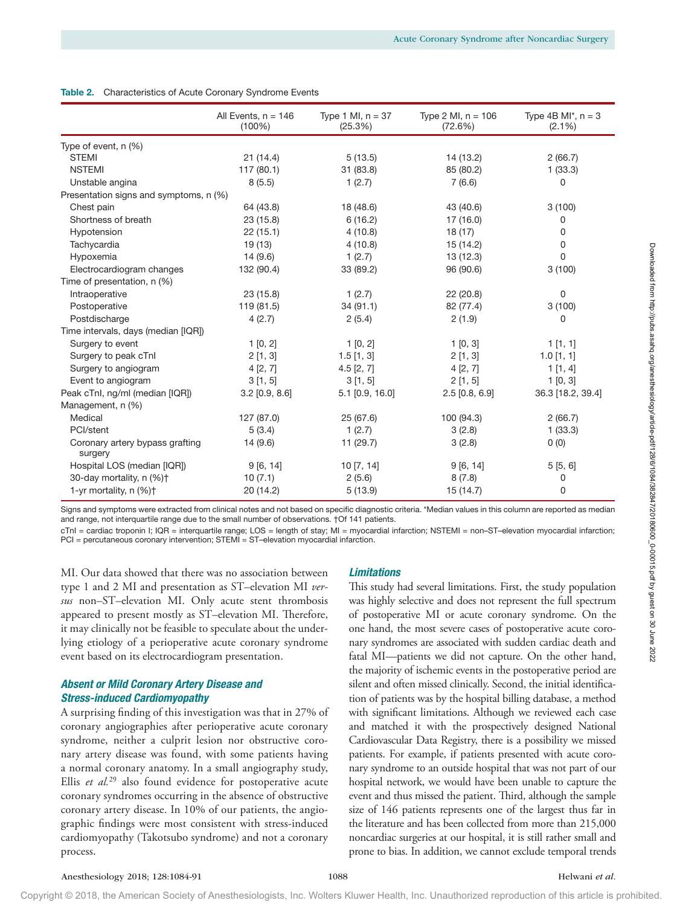**Table 2.** Characteristics of Acute Coronary Syndrome Events

| | All Events, n = 146 (100%) | Type 1 MI, n = 37 (25.3%) | Type 2 MI, n = 106 (72.6%) | Type 4B MI*, n = 3 (2.1%) |
|---|---|---|---|---|
| Type of event, n (%) | | | | |
| STEMI | 21 (14.4) | 5 (13.5) | 14 (13.2) | 2 (66.7) |
| NSTEMI | 117 (80.1) | 31 (83.8) | 85 (80.2) | 1 (33.3) |
| Unstable angina | 8 (5.5) | 1 (2.7) | 7 (6.6) | 0 |
| Presentation signs and symptoms, n (%) | | | | |
| Chest pain | 64 (43.8) | 18 (48.6) | 43 (40.6) | 3 (100) |
| Shortness of breath | 23 (15.8) | 6 (16.2) | 17 (16.0) | 0 |
| Hypotension | 22 (15.1) | 4 (10.8) | 18 (17) | 0 |
| Tachycardia | 19 (13) | 4 (10.8) | 15 (14.2) | 0 |
| Hypoxemia | 14 (9.6) | 1 (2.7) | 13 (12.3) | 0 |
| Electrocardiogram changes | 132 (90.4) | 33 (89.2) | 96 (90.6) | 3 (100) |
| Time of presentation, n (%) | | | | |
| Intraoperative | 23 (15.8) | 1 (2.7) | 22 (20.8) | 0 |
| Postoperative | 119 (81.5) | 34 (91.1) | 82 (77.4) | 3 (100) |
| Postdischarge | 4 (2.7) | 2 (5.4) | 2 (1.9) | 0 |
| Time intervals, days (median [IQR]) | | | | |
| Surgery to event | 1 [0, 2] | 1 [0, 2] | 1 [0, 3] | 1 [1, 1] |
| Surgery to peak cTnI | 2 [1, 3] | 1.5 [1, 3] | 2 [1, 3] | 1.0 [1, 1] |
| Surgery to angiogram | 4 [2, 7] | 4.5 [2, 7] | 4 [2, 7] | 1 [1, 4] |
| Event to angiogram | 3 [1, 5] | 3 [1, 5] | 2 [1, 5] | 1 [0, 3] |
| Peak cTnI, ng/ml (median [IQR]) | 3.2 [0.9, 8.6] | 5.1 [0.9, 16.0] | 2.5 [0.8, 6.9] | 36.3 [18.2, 39.4] |
| Management, n (%) | | | | |
| Medical | 127 (87.0) | 25 (67.6) | 100 (94.3) | 2 (66.7) |
| PCI/stent | 5 (3.4) | 1 (2.7) | 3 (2.8) | 1 (33.3) |
| Coronary artery bypass grafting surgery | 14 (9.6) | 11 (29.7) | 3 (2.8) | 0 (0) |
| Hospital LOS (median [IQR]) | 9 [6, 14] | 10 [7, 14] | 9 [6, 14] | 5 [5, 6] |
| 30-day mortality, n (%)† | 10 (7.1) | 2 (5.6) | 8 (7.8) | 0 |
| 1-yr mortality, n (%)† | 20 (14.2) | 5 (13.9) | 15 (14.7) | 0 |

Signs and symptoms were extracted from clinical notes and not based on specific diagnostic criteria. *Median values in this column are reported as median and range, not interquartile range due to the small number of observations. †Of 141 patients.

cTnI = cardiac troponin I; IQR = interquartile range; LOS = length of stay; MI = myocardial infarction; NSTEMI = non–ST–elevation myocardial infarction; PCI = percutaneous coronary intervention; STEMI = ST–elevation myocardial infarction.

MI. Our data showed that there was no association between type 1 and 2 MI and presentation as ST–elevation MI *versus* non–ST–elevation MI. Only acute stent thrombosis appeared to present mostly as ST–elevation MI. Therefore, it may clinically not be feasible to speculate about the underlying etiology of a perioperative acute coronary syndrome event based on its electrocardiogram presentation.

### Absent or Mild Coronary Artery Disease and Stress-induced Cardiomyopathy

A surprising finding of this investigation was that in 27% of coronary angiographies after perioperative acute coronary syndrome, neither a culprit lesion nor obstructive coronary artery disease was found, with some patients having a normal coronary anatomy. In a small angiography study, Ellis *et al.*[29] also found evidence for postoperative acute coronary syndromes occurring in the absence of obstructive coronary artery disease. In 10% of our patients, the angiographic findings were most consistent with stress-induced cardiomyopathy (Takotsubo syndrome) and not a coronary process.

### Limitations

This study had several limitations. First, the study population was highly selective and does not represent the full spectrum of postoperative MI or acute coronary syndrome. On the one hand, the most severe cases of postoperative acute coronary syndromes are associated with sudden cardiac death and fatal MI—patients we did not capture. On the other hand, the majority of ischemic events in the postoperative period are silent and often missed clinically. Second, the initial identification of patients was by the hospital billing database, a method with significant limitations. Although we reviewed each case and matched it with the prospectively designed National Cardiovascular Data Registry, there is a possibility we missed patients. For example, if patients presented with acute coronary syndrome to an outside hospital that was not part of our hospital network, we would have been unable to capture the event and thus missed the patient. Third, although the sample size of 146 patients represents one of the largest thus far in the literature and has been collected from more than 215,000 noncardiac surgeries at our hospital, it is still rather small and prone to bias. In addition, we cannot exclude temporal trends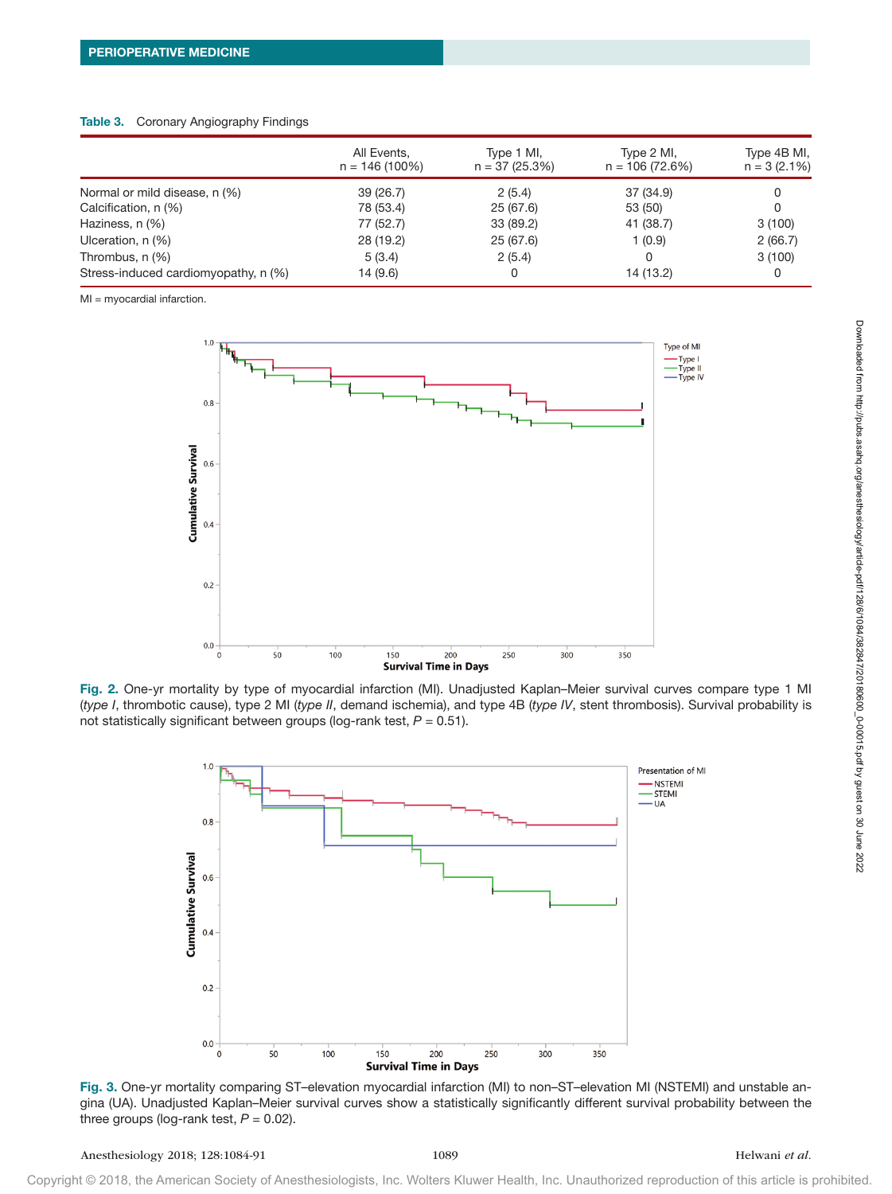**Table 3.** Coronary Angiography Findings

| | All Events, n = 146 (100%) | Type 1 MI, n = 37 (25.3%) | Type 2 MI, n = 106 (72.6%) | Type 4B MI, n = 3 (2.1%) |
|---|---|---|---|---|
| Normal or mild disease, n (%) | 39 (26.7) | 2 (5.4) | 37 (34.9) | 0 |
| Calcification, n (%) | 78 (53.4) | 25 (67.6) | 53 (50) | 0 |
| Haziness, n (%) | 77 (52.7) | 33 (89.2) | 41 (38.7) | 3 (100) |
| Ulceration, n (%) | 28 (19.2) | 25 (67.6) | 1 (0.9) | 2 (66.7) |
| Thrombus, n (%) | 5 (3.4) | 2 (5.4) | 0 | 3 (100) |
| Stress-induced cardiomyopathy, n (%) | 14 (9.6) | 0 | 14 (13.2) | 0 |

MI = myocardial infarction.

**Fig. 2.** One-yr mortality by type of myocardial infarction (MI). Unadjusted Kaplan–Meier survival curves compare type 1 MI (*type I*, thrombotic cause), type 2 MI (*type II*, demand ischemia), and type 4B (*type IV*, stent thrombosis). Survival probability is not statistically significant between groups (log-rank test, $P = 0.51$).

**Fig. 3.** One-yr mortality comparing ST–elevation myocardial infarction (MI) to non–ST–elevation MI (NSTEMI) and unstable angina (UA). Unadjusted Kaplan–Meier survival curves show a statistically significantly different survival probability between the three groups (log-rank test, $P = 0.02$).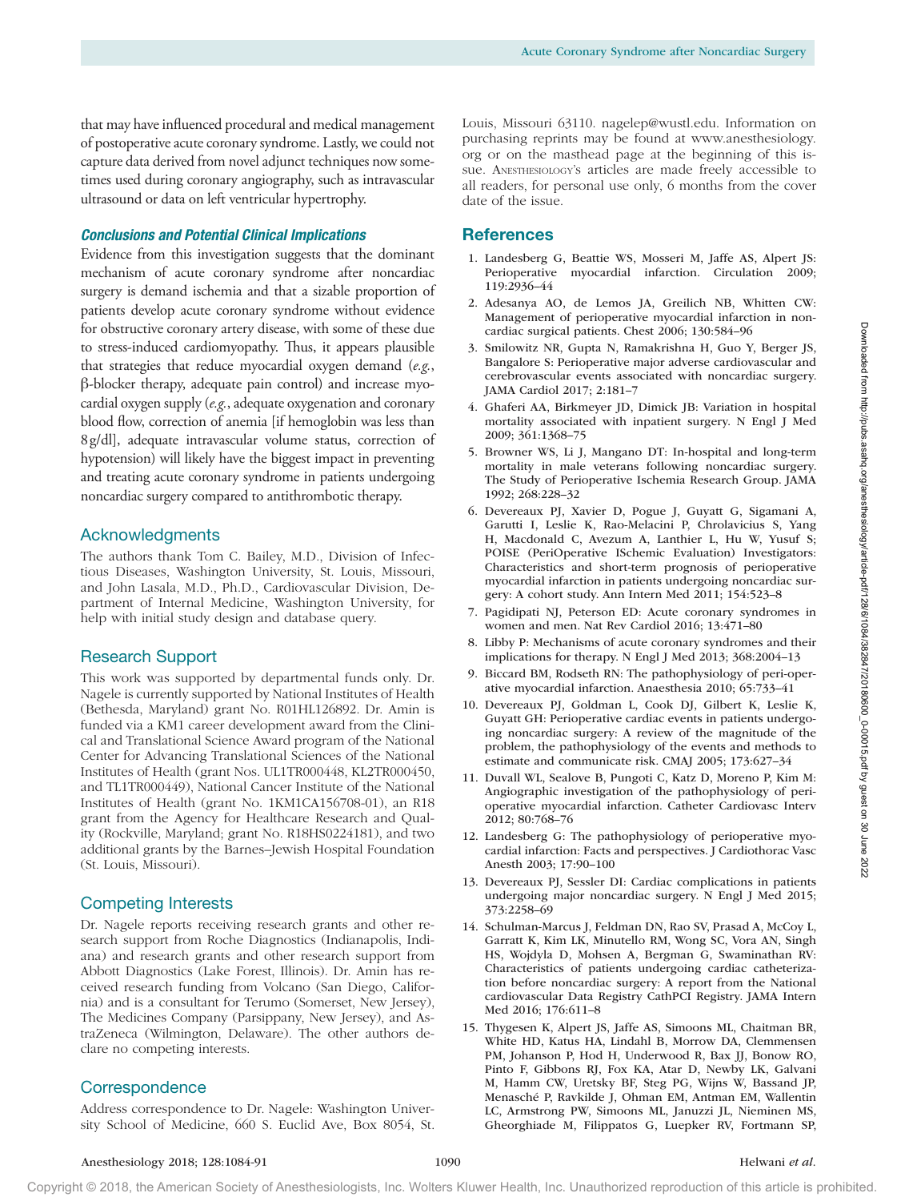that may have influenced procedural and medical management of postoperative acute coronary syndrome. Lastly, we could not capture data derived from novel adjunct techniques now sometimes used during coronary angiography, such as intravascular ultrasound or data on left ventricular hypertrophy.

### *Conclusions and Potential Clinical Implications*

Evidence from this investigation suggests that the dominant mechanism of acute coronary syndrome after noncardiac surgery is demand ischemia and that a sizable proportion of patients develop acute coronary syndrome without evidence for obstructive coronary artery disease, with some of these due to stress-induced cardiomyopathy. Thus, it appears plausible that strategies that reduce myocardial oxygen demand (*e.g.*, β-blocker therapy, adequate pain control) and increase myocardial oxygen supply (*e.g.*, adequate oxygenation and coronary blood flow, correction of anemia [if hemoglobin was less than 8 g/dl], adequate intravascular volume status, correction of hypotension) will likely have the biggest impact in preventing and treating acute coronary syndrome in patients undergoing noncardiac surgery compared to antithrombotic therapy.

## Acknowledgments

The authors thank Tom C. Bailey, M.D., Division of Infectious Diseases, Washington University, St. Louis, Missouri, and John Lasala, M.D., Ph.D., Cardiovascular Division, Department of Internal Medicine, Washington University, for help with initial study design and database query.

## Research Support

This work was supported by departmental funds only. Dr. Nagele is currently supported by National Institutes of Health (Bethesda, Maryland) grant No. R01HL126892. Dr. Amin is funded via a KM1 career development award from the Clinical and Translational Science Award program of the National Center for Advancing Translational Sciences of the National Institutes of Health (grant Nos. UL1TR000448, KL2TR000450, and TL1TR000449), National Cancer Institute of the National Institutes of Health (grant No. 1KM1CA156708-01), an R18 grant from the Agency for Healthcare Research and Quality (Rockville, Maryland; grant No. R18HS0224181), and two additional grants by the Barnes–Jewish Hospital Foundation (St. Louis, Missouri).

## Competing Interests

Dr. Nagele reports receiving research grants and other research support from Roche Diagnostics (Indianapolis, Indiana) and research grants and other research support from Abbott Diagnostics (Lake Forest, Illinois). Dr. Amin has received research funding from Volcano (San Diego, California) and is a consultant for Terumo (Somerset, New Jersey), The Medicines Company (Parsippany, New Jersey), and AstraZeneca (Wilmington, Delaware). The other authors declare no competing interests.

## Correspondence

Address correspondence to Dr. Nagele: Washington University School of Medicine, 660 S. Euclid Ave, Box 8054, St. Louis, Missouri 63110. nagelep@wustl.edu. Information on purchasing reprints may be found at www.anesthesiology.org or on the masthead page at the beginning of this issue. Anesthesiology's articles are made freely accessible to all readers, for personal use only, 6 months from the cover date of the issue.

## References

1. Landesberg G, Beattie WS, Mosseri M, Jaffe AS, Alpert JS: Perioperative myocardial infarction. Circulation 2009; 119:2936–44
2. Adesanya AO, de Lemos JA, Greilich NB, Whitten CW: Management of perioperative myocardial infarction in noncardiac surgical patients. Chest 2006; 130:584–96
3. Smilowitz NR, Gupta N, Ramakrishna H, Guo Y, Berger JS, Bangalore S: Perioperative major adverse cardiovascular and cerebrovascular events associated with noncardiac surgery. JAMA Cardiol 2017; 2:181–7
4. Ghaferi AA, Birkmeyer JD, Dimick JB: Variation in hospital mortality associated with inpatient surgery. N Engl J Med 2009; 361:1368–75
5. Browner WS, Li J, Mangano DT: In-hospital and long-term mortality in male veterans following noncardiac surgery. The Study of Perioperative Ischemia Research Group. JAMA 1992; 268:228–32
6. Devereaux PJ, Xavier D, Pogue J, Guyatt G, Sigamani A, Garutti I, Leslie K, Rao-Melacini P, Chrolavicius S, Yang H, Macdonald C, Avezum A, Lanthier L, Hu W, Yusuf S; POISE (PeriOperative ISchemic Evaluation) Investigators: Characteristics and short-term prognosis of perioperative myocardial infarction in patients undergoing noncardiac surgery: A cohort study. Ann Intern Med 2011; 154:523–8
7. Pagidipati NJ, Peterson ED: Acute coronary syndromes in women and men. Nat Rev Cardiol 2016; 13:471–80
8. Libby P: Mechanisms of acute coronary syndromes and their implications for therapy. N Engl J Med 2013; 368:2004–13
9. Biccard BM, Rodseth RN: The pathophysiology of peri-operative myocardial infarction. Anaesthesia 2010; 65:733–41
10. Devereaux PJ, Goldman L, Cook DJ, Gilbert K, Leslie K, Guyatt GH: Perioperative cardiac events in patients undergoing noncardiac surgery: A review of the magnitude of the problem, the pathophysiology of the events and methods to estimate and communicate risk. CMAJ 2005; 173:627–34
11. Duvall WL, Sealove B, Pungoti C, Katz D, Moreno P, Kim M: Angiographic investigation of the pathophysiology of perioperative myocardial infarction. Catheter Cardiovasc Interv 2012; 80:768–76
12. Landesberg G: The pathophysiology of perioperative myocardial infarction: Facts and perspectives. J Cardiothorac Vasc Anesth 2003; 17:90–100
13. Devereaux PJ, Sessler DI: Cardiac complications in patients undergoing major noncardiac surgery. N Engl J Med 2015; 373:2258–69
14. Schulman-Marcus J, Feldman DN, Rao SV, Prasad A, McCoy L, Garratt K, Kim LK, Minutello RM, Wong SC, Vora AN, Singh HS, Wojdyla D, Mohsen A, Bergman G, Swaminathan RV: Characteristics of patients undergoing cardiac catheterization before noncardiac surgery: A report from the National cardiovascular Data Registry CathPCI Registry. JAMA Intern Med 2016; 176:611–8
15. Thygesen K, Alpert JS, Jaffe AS, Simoons ML, Chaitman BR, White HD, Katus HA, Lindahl B, Morrow DA, Clemmensen PM, Johanson P, Hod H, Underwood R, Bax JJ, Bonow RO, Pinto F, Gibbons RJ, Fox KA, Atar D, Newby LK, Galvani M, Hamm CW, Uretsky BF, Steg PG, Wijns W, Bassand JP, Menasché P, Ravkilde J, Ohman EM, Antman EM, Wallentin LC, Armstrong PW, Simoons ML, Januzzi JL, Nieminen MS, Gheorghiade M, Filippatos G, Luepker RV, Fortmann SP,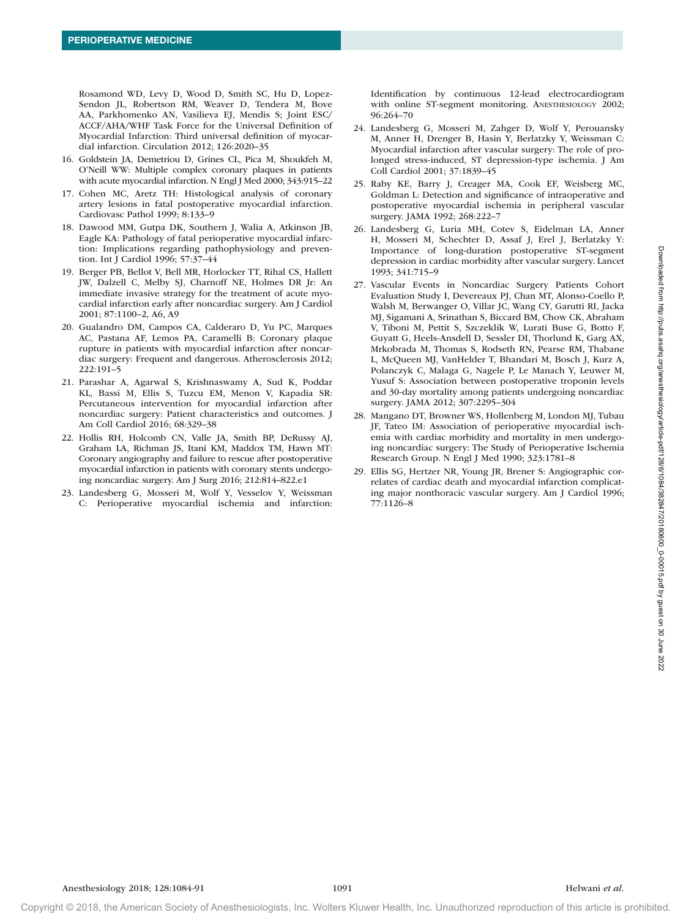Rosamond WD, Levy D, Wood D, Smith SC, Hu D, Lopez-Sendon JL, Robertson RM, Weaver D, Tendera M, Bove AA, Parkhomenko AN, Vasilieva EJ, Mendis S; Joint ESC/ACCF/AHA/WHF Task Force for the Universal Definition of Myocardial Infarction: Third universal definition of myocardial infarction. Circulation 2012; 126:2020–35

16. Goldstein JA, Demetriou D, Grines CL, Pica M, Shoukfeh M, O'Neill WW: Multiple complex coronary plaques in patients with acute myocardial infarction. N Engl J Med 2000; 343:915–22
17. Cohen MC, Aretz TH: Histological analysis of coronary artery lesions in fatal postoperative myocardial infarction. Cardiovasc Pathol 1999; 8:133–9
18. Dawood MM, Gutpa DK, Southern J, Walia A, Atkinson JB, Eagle KA: Pathology of fatal perioperative myocardial infarction: Implications regarding pathophysiology and prevention. Int J Cardiol 1996; 57:37–44
19. Berger PB, Bellot V, Bell MR, Horlocker TT, Rihal CS, Hallett JW, Dalzell C, Melby SJ, Charnoff NE, Holmes DR Jr: An immediate invasive strategy for the treatment of acute myocardial infarction early after noncardiac surgery. Am J Cardiol 2001; 87:1100–2, A6, A9
20. Gualandro DM, Campos CA, Calderaro D, Yu PC, Marques AC, Pastana AF, Lemos PA, Caramelli B: Coronary plaque rupture in patients with myocardial infarction after noncardiac surgery: Frequent and dangerous. Atherosclerosis 2012; 222:191–5
21. Parashar A, Agarwal S, Krishnaswamy A, Sud K, Poddar KL, Bassi M, Ellis S, Tuzcu EM, Menon V, Kapadia SR: Percutaneous intervention for myocardial infarction after noncardiac surgery: Patient characteristics and outcomes. J Am Coll Cardiol 2016; 68:329–38
22. Hollis RH, Holcomb CN, Valle JA, Smith BP, DeRussy AJ, Graham LA, Richman JS, Itani KM, Maddox TM, Hawn MT: Coronary angiography and failure to rescue after postoperative myocardial infarction in patients with coronary stents undergoing noncardiac surgery. Am J Surg 2016; 212:814–822.e1
23. Landesberg G, Mosseri M, Wolf Y, Vesselov Y, Weissman C: Perioperative myocardial ischemia and infarction: Identification by continuous 12-lead electrocardiogram with online ST-segment monitoring. Anesthesiology 2002; 96:264–70
24. Landesberg G, Mosseri M, Zahger D, Wolf Y, Perouansky M, Anner H, Drenger B, Hasin Y, Berlatzky Y, Weissman C: Myocardial infarction after vascular surgery: The role of prolonged stress-induced, ST depression-type ischemia. J Am Coll Cardiol 2001; 37:1839–45
25. Raby KE, Barry J, Creager MA, Cook EF, Weisberg MC, Goldman L: Detection and significance of intraoperative and postoperative myocardial ischemia in peripheral vascular surgery. JAMA 1992; 268:222–7
26. Landesberg G, Luria MH, Cotev S, Eidelman LA, Anner H, Mosseri M, Schechter D, Assaf J, Erel J, Berlatzky Y: Importance of long-duration postoperative ST-segment depression in cardiac morbidity after vascular surgery. Lancet 1993; 341:715–9
27. Vascular Events in Noncardiac Surgery Patients Cohort Evaluation Study I, Devereaux PJ, Chan MT, Alonso-Coello P, Walsh M, Berwanger O, Villar JC, Wang CY, Garutti RI, Jacka MJ, Sigamani A, Srinathan S, Biccard BM, Chow CK, Abraham V, Tiboni M, Pettit S, Szczeklik W, Lurati Buse G, Botto F, Guyatt G, Heels-Ansdell D, Sessler DI, Thorlund K, Garg AX, Mrkobrada M, Thomas S, Rodseth RN, Pearse RM, Thabane L, McQueen MJ, VanHelder T, Bhandari M, Bosch J, Kurz A, Polanczyk C, Malaga G, Nagele P, Le Manach Y, Leuwer M, Yusuf S: Association between postoperative troponin levels and 30-day mortality among patients undergoing noncardiac surgery. JAMA 2012; 307:2295–304
28. Mangano DT, Browner WS, Hollenberg M, London MJ, Tubau JF, Tateo IM: Association of perioperative myocardial ischemia with cardiac morbidity and mortality in men undergoing noncardiac surgery: The Study of Perioperative Ischemia Research Group. N Engl J Med 1990; 323:1781–8
29. Ellis SG, Hertzer NR, Young JR, Brener S: Angiographic correlates of cardiac death and myocardial infarction complicating major nonthoracic vascular surgery. Am J Cardiol 1996; 77:1126–8